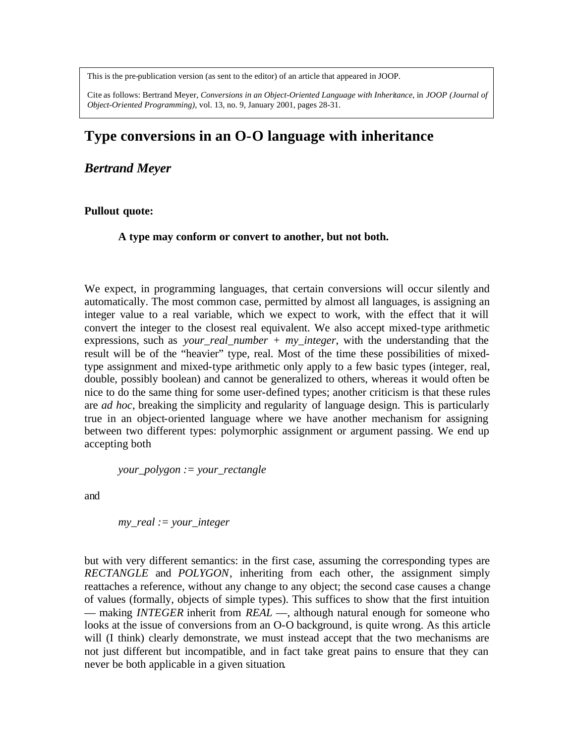This is the pre-publication version (as sent to the editor) of an article that appeared in JOOP.

Cite as follows: Bertrand Meyer, *Conversions in an Object-Oriented Language with Inheritance*, in *JOOP (Journal of Object-Oriented Programming)*, vol. 13, no. 9, January 2001, pages 28-31.

# Type conversions in an O-O language with inheritance

## *Bertrand Meyer*

**Pullout quote:**

> **A type may conform or convert to another, but not both.**

We expect, in programming languages, that certain conversions will occur silently and automatically. The most common case, permitted by almost all languages, is assigning an integer value to a real variable, which we expect to work, with the effect that it will convert the integer to the closest real equivalent. We also accept mixed-type arithmetic expressions, such as *your_real_number + my_integer*, with the understanding that the result will be of the "heavier" type, real. Most of the time these possibilities of mixed-type assignment and mixed-type arithmetic only apply to a few basic types (integer, real, double, possibly boolean) and cannot be generalized to others, whereas it would often be nice to do the same thing for some user-defined types; another criticism is that these rules are *ad hoc*, breaking the simplicity and regularity of language design. This is particularly true in an object-oriented language where we have another mechanism for assigning between two different types: polymorphic assignment or argument passing. We end up accepting both

> *your_polygon := your_rectangle*

and

> *my_real := your_integer*

but with very different semantics: in the first case, assuming the corresponding types are *RECTANGLE* and *POLYGON*, inheriting from each other, the assignment simply reattaches a reference, without any change to any object; the second case causes a change of values (formally, objects of simple types). This suffices to show that the first intuition — making *INTEGER* inherit from *REAL* —, although natural enough for someone who looks at the issue of conversions from an O-O background, is quite wrong. As this article will (I think) clearly demonstrate, we must instead accept that the two mechanisms are not just different but incompatible, and in fact take great pains to ensure that they can never be both applicable in a given situation.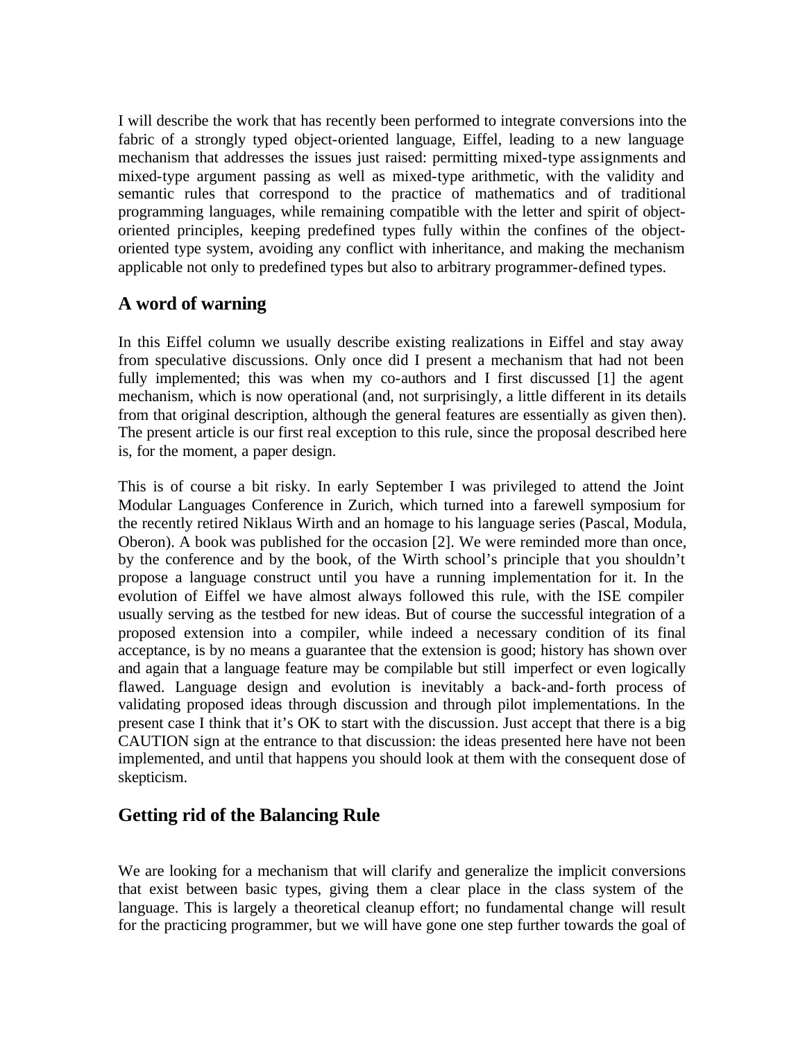I will describe the work that has recently been performed to integrate conversions into the fabric of a strongly typed object-oriented language, Eiffel, leading to a new language mechanism that addresses the issues just raised: permitting mixed-type assignments and mixed-type argument passing as well as mixed-type arithmetic, with the validity and semantic rules that correspond to the practice of mathematics and of traditional programming languages, while remaining compatible with the letter and spirit of object-oriented principles, keeping predefined types fully within the confines of the object-oriented type system, avoiding any conflict with inheritance, and making the mechanism applicable not only to predefined types but also to arbitrary programmer-defined types.

## A word of warning

In this Eiffel column we usually describe existing realizations in Eiffel and stay away from speculative discussions. Only once did I present a mechanism that had not been fully implemented; this was when my co-authors and I first discussed [1] the agent mechanism, which is now operational (and, not surprisingly, a little different in its details from that original description, although the general features are essentially as given then). The present article is our first real exception to this rule, since the proposal described here is, for the moment, a paper design.

This is of course a bit risky. In early September I was privileged to attend the Joint Modular Languages Conference in Zurich, which turned into a farewell symposium for the recently retired Niklaus Wirth and an homage to his language series (Pascal, Modula, Oberon). A book was published for the occasion [2]. We were reminded more than once, by the conference and by the book, of the Wirth school's principle that you shouldn't propose a language construct until you have a running implementation for it. In the evolution of Eiffel we have almost always followed this rule, with the ISE compiler usually serving as the testbed for new ideas. But of course the successful integration of a proposed extension into a compiler, while indeed a necessary condition of its final acceptance, is by no means a guarantee that the extension is good; history has shown over and again that a language feature may be compilable but still imperfect or even logically flawed. Language design and evolution is inevitably a back-and-forth process of validating proposed ideas through discussion and through pilot implementations. In the present case I think that it's OK to start with the discussion. Just accept that there is a big CAUTION sign at the entrance to that discussion: the ideas presented here have not been implemented, and until that happens you should look at them with the consequent dose of skepticism.

## Getting rid of the Balancing Rule

We are looking for a mechanism that will clarify and generalize the implicit conversions that exist between basic types, giving them a clear place in the class system of the language. This is largely a theoretical cleanup effort; no fundamental change will result for the practicing programmer, but we will have gone one step further towards the goal of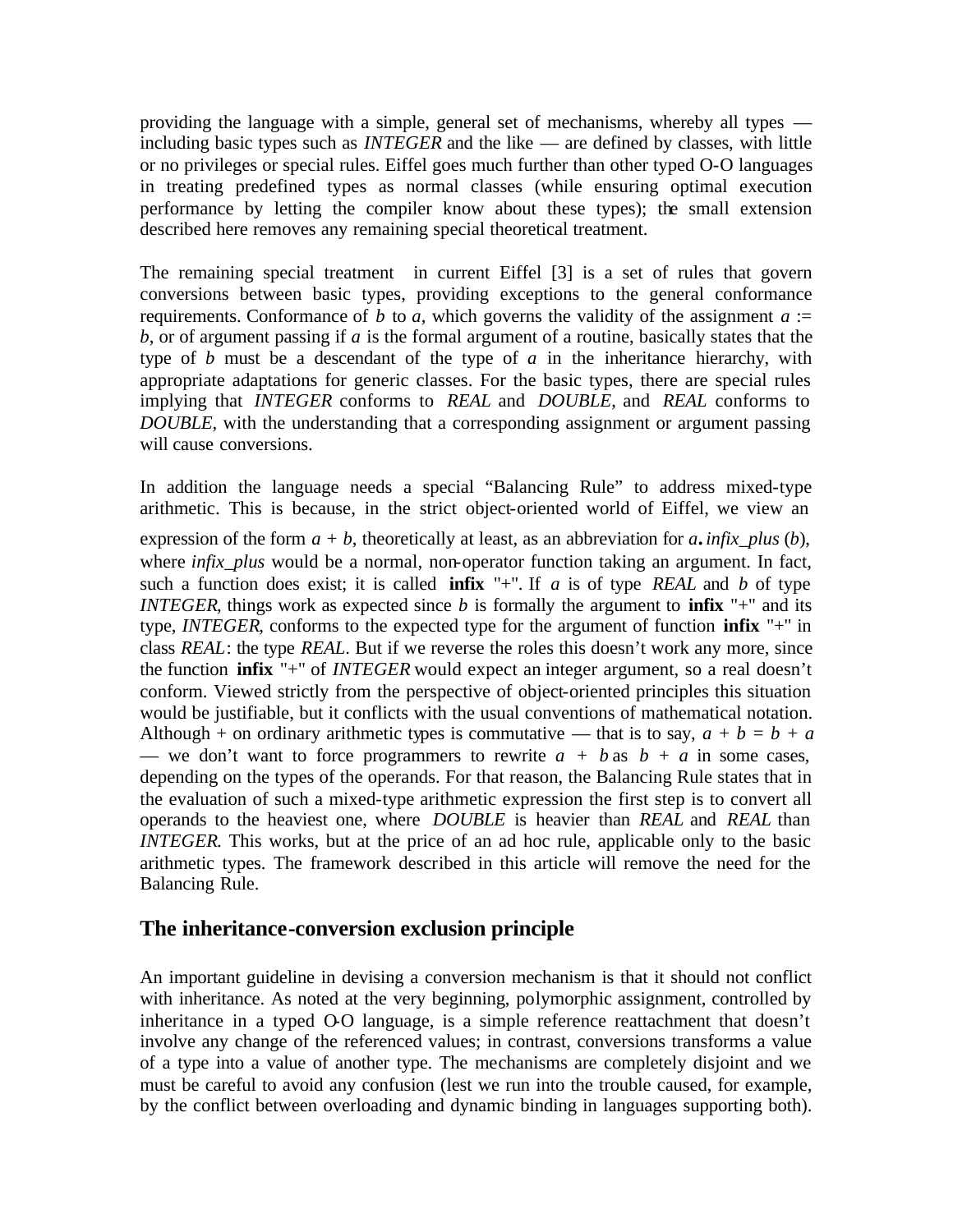providing the language with a simple, general set of mechanisms, whereby all types — including basic types such as *INTEGER* and the like — are defined by classes, with little or no privileges or special rules. Eiffel goes much further than other typed O-O languages in treating predefined types as normal classes (while ensuring optimal execution performance by letting the compiler know about these types); the small extension described here removes any remaining special theoretical treatment.

The remaining special treatment in current Eiffel [3] is a set of rules that govern conversions between basic types, providing exceptions to the general conformance requirements. Conformance of *b* to *a*, which governs the validity of the assignment *a* := *b*, or of argument passing if *a* is the formal argument of a routine, basically states that the type of *b* must be a descendant of the type of *a* in the inheritance hierarchy, with appropriate adaptations for generic classes. For the basic types, there are special rules implying that *INTEGER* conforms to *REAL* and *DOUBLE*, and *REAL* conforms to *DOUBLE*, with the understanding that a corresponding assignment or argument passing will cause conversions.

In addition the language needs a special "Balancing Rule" to address mixed-type arithmetic. This is because, in the strict object-oriented world of Eiffel, we view an expression of the form *a* + *b*, theoretically at least, as an abbreviation for *a***.** *infix_plus* (*b*), where *infix_plus* would be a normal, non-operator function taking an argument. In fact, such a function does exist; it is called **infix** "+". If *a* is of type *REAL* and *b* of type *INTEGER*, things work as expected since *b* is formally the argument to **infix** "+" and its type, *INTEGER*, conforms to the expected type for the argument of function **infix** "+" in class *REAL*: the type *REAL*. But if we reverse the roles this doesn't work any more, since the function **infix** "+" of *INTEGER* would expect an integer argument, so a real doesn't conform. Viewed strictly from the perspective of object-oriented principles this situation would be justifiable, but it conflicts with the usual conventions of mathematical notation. Although + on ordinary arithmetic types is commutative — that is to say, $a + b = b + a$ — we don't want to force programmers to rewrite $a + b$ as $b + a$ in some cases, depending on the types of the operands. For that reason, the Balancing Rule states that in the evaluation of such a mixed-type arithmetic expression the first step is to convert all operands to the heaviest one, where *DOUBLE* is heavier than *REAL* and *REAL* than *INTEGER*. This works, but at the price of an ad hoc rule, applicable only to the basic arithmetic types. The framework described in this article will remove the need for the Balancing Rule.

## The inheritance-conversion exclusion principle

An important guideline in devising a conversion mechanism is that it should not conflict with inheritance. As noted at the very beginning, polymorphic assignment, controlled by inheritance in a typed O-O language, is a simple reference reattachment that doesn't involve any change of the referenced values; in contrast, conversions transforms a value of a type into a value of another type. The mechanisms are completely disjoint and we must be careful to avoid any confusion (lest we run into the trouble caused, for example, by the conflict between overloading and dynamic binding in languages supporting both).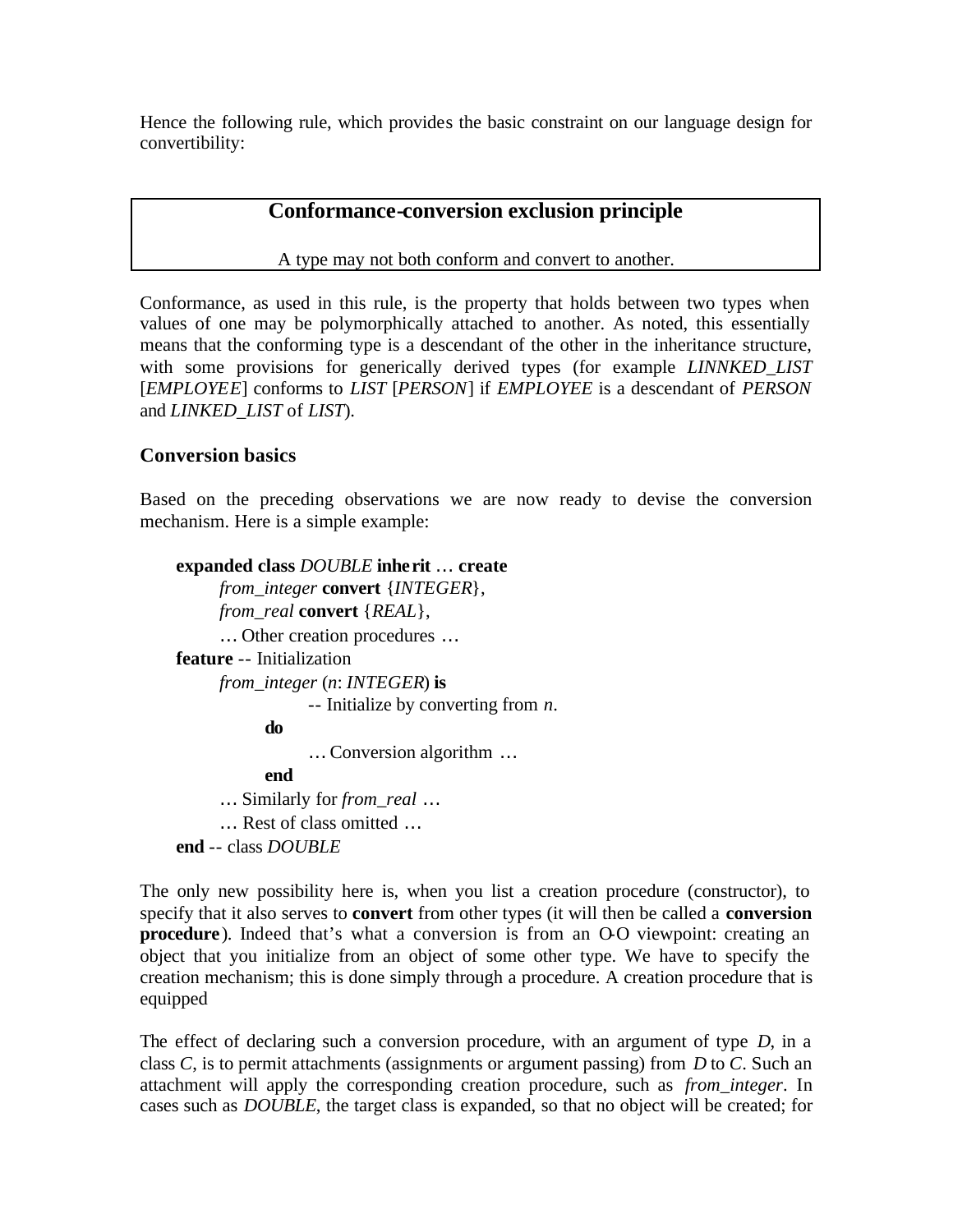Hence the following rule, which provides the basic constraint on our language design for convertibility:

> **Conformance-conversion exclusion principle**
>
> A type may not both conform and convert to another.

Conformance, as used in this rule, is the property that holds between two types when values of one may be polymorphically attached to another. As noted, this essentially means that the conforming type is a descendant of the other in the inheritance structure, with some provisions for generically derived types (for example *LINNKED_LIST* [*EMPLOYEE*] conforms to *LIST* [*PERSON*] if *EMPLOYEE* is a descendant of *PERSON* and *LINKED_LIST* of *LIST*).

### Conversion basics

Based on the preceding observations we are now ready to devise the conversion mechanism. Here is a simple example:

```
expanded class DOUBLE inherit … create
      from_integer convert {INTEGER},
      from_real convert {REAL},
      … Other creation procedures …
feature -- Initialization
      from_integer (n: INTEGER) is
                  -- Initialize by converting from n.
            do
                  … Conversion algorithm …
            end
      … Similarly for from_real …
      … Rest of class omitted …
end -- class DOUBLE
```

The only new possibility here is, when you list a creation procedure (constructor), to specify that it also serves to **convert** from other types (it will then be called a **conversion procedure**). Indeed that's what a conversion is from an O-O viewpoint: creating an object that you initialize from an object of some other type. We have to specify the creation mechanism; this is done simply through a procedure. A creation procedure that is equipped

The effect of declaring such a conversion procedure, with an argument of type *D*, in a class *C*, is to permit attachments (assignments or argument passing) from *D* to *C*. Such an attachment will apply the corresponding creation procedure, such as *from_integer*. In cases such as *DOUBLE*, the target class is expanded, so that no object will be created; for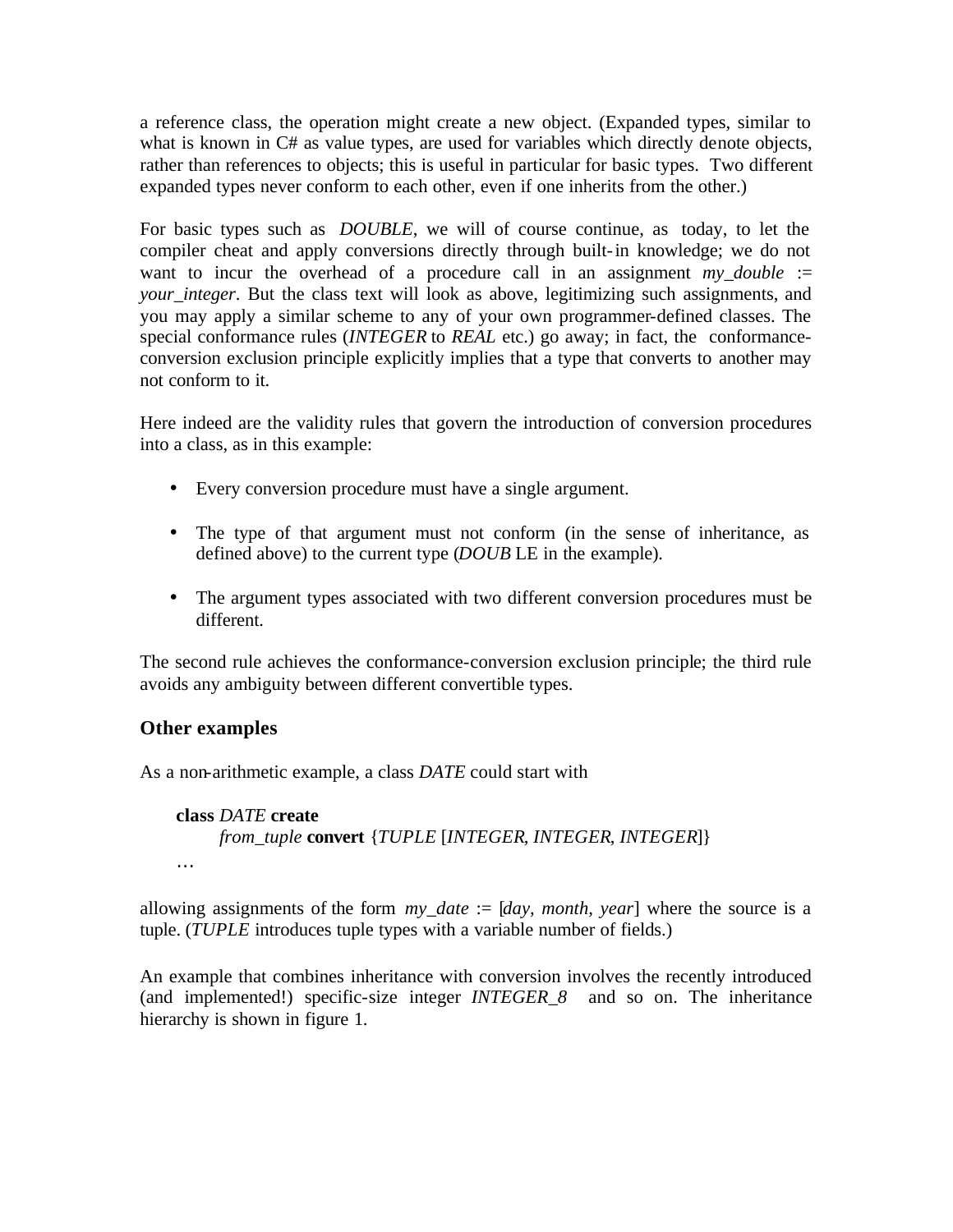a reference class, the operation might create a new object. (Expanded types, similar to what is known in C# as value types, are used for variables which directly denote objects, rather than references to objects; this is useful in particular for basic types. Two different expanded types never conform to each other, even if one inherits from the other.)

For basic types such as *DOUBLE*, we will of course continue, as today, to let the compiler cheat and apply conversions directly through built-in knowledge; we do not want to incur the overhead of a procedure call in an assignment *my_double* := *your_integer*. But the class text will look as above, legitimizing such assignments, and you may apply a similar scheme to any of your own programmer-defined classes. The special conformance rules (*INTEGER* to *REAL* etc.) go away; in fact, the conformance-conversion exclusion principle explicitly implies that a type that converts to another may not conform to it.

Here indeed are the validity rules that govern the introduction of conversion procedures into a class, as in this example:

- Every conversion procedure must have a single argument.
- The type of that argument must not conform (in the sense of inheritance, as defined above) to the current type (*DOUB* LE in the example).
- The argument types associated with two different conversion procedures must be different.

The second rule achieves the conformance-conversion exclusion principle; the third rule avoids any ambiguity between different convertible types.

### Other examples

As a non-arithmetic example, a class *DATE* could start with

```
class DATE create
        from_tuple convert {TUPLE [INTEGER, INTEGER, INTEGER]}
…
```

allowing assignments of the form *my_date* := [*day, month, year*] where the source is a tuple. (*TUPLE* introduces tuple types with a variable number of fields.)

An example that combines inheritance with conversion involves the recently introduced (and implemented!) specific-size integer *INTEGER_8* and so on. The inheritance hierarchy is shown in figure 1.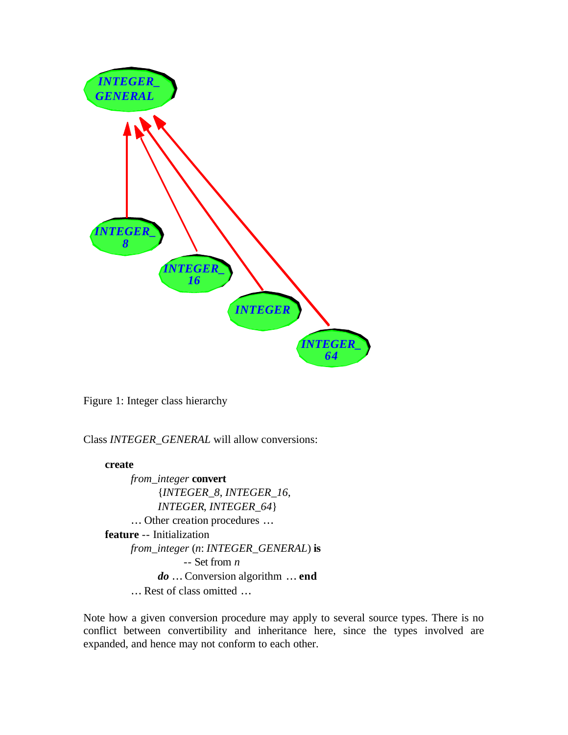Figure 1: Integer class hierarchy

Class *INTEGER_GENERAL* will allow conversions:

```
create
    from_integer convert
        {INTEGER_8, INTEGER_16,
        INTEGER, INTEGER_64}
    … Other creation procedures …
feature -- Initialization
    from_integer (n: INTEGER_GENERAL) is
            -- Set from n
        do … Conversion algorithm … end
    … Rest of class omitted …
```

Note how a given conversion procedure may apply to several source types. There is no conflict between convertibility and inheritance here, since the types involved are expanded, and hence may not conform to each other.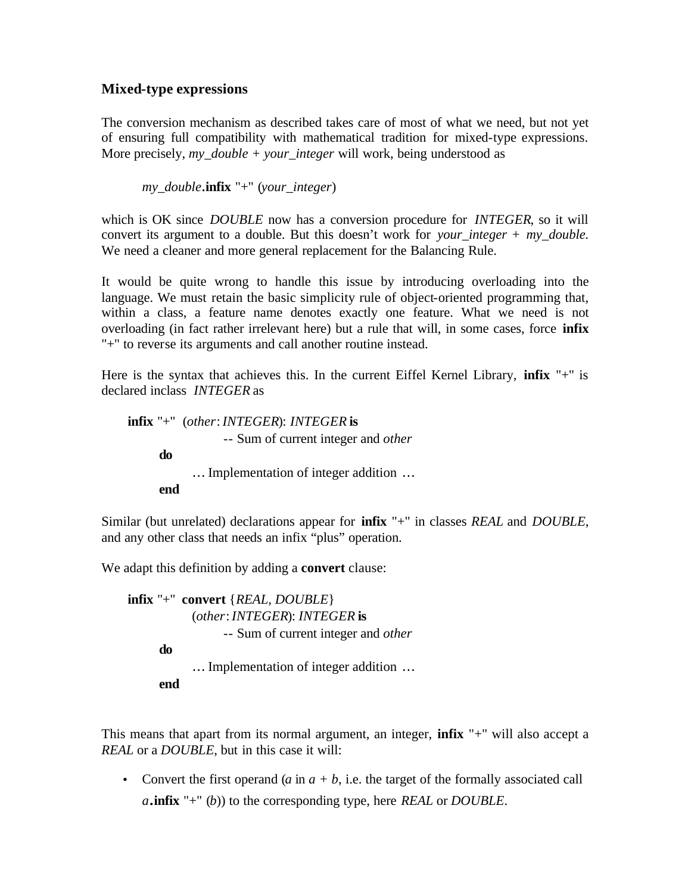### Mixed-type expressions

The conversion mechanism as described takes care of most of what we need, but not yet of ensuring full compatibility with mathematical tradition for mixed-type expressions. More precisely, *my_double + your_integer* will work, being understood as

*my_double*.**infix** "+" (*your_integer*)

which is OK since *DOUBLE* now has a conversion procedure for *INTEGER*, so it will convert its argument to a double. But this doesn't work for *your_integer + my_double.* We need a cleaner and more general replacement for the Balancing Rule.

It would be quite wrong to handle this issue by introducing overloading into the language. We must retain the basic simplicity rule of object-oriented programming that, within a class, a feature name denotes exactly one feature. What we need is not overloading (in fact rather irrelevant here) but a rule that will, in some cases, force **infix** "+" to reverse its arguments and call another routine instead.

Here is the syntax that achieves this. In the current Eiffel Kernel Library, **infix** "+" is declared inclass *INTEGER* as

```
infix "+"  (other: INTEGER): INTEGER is
            -- Sum of current integer and other
    do
        … Implementation of integer addition …
    end
```

Similar (but unrelated) declarations appear for **infix** "+" in classes *REAL* and *DOUBLE*, and any other class that needs an infix "plus" operation.

We adapt this definition by adding a **convert** clause:

```
infix "+"  convert {REAL, DOUBLE}
        (other: INTEGER): INTEGER is
            -- Sum of current integer and other
    do
        … Implementation of integer addition …
    end
```

This means that apart from its normal argument, an integer, **infix** "+" will also accept a *REAL* or a *DOUBLE*, but in this case it will:

- Convert the first operand (*a* in $a + b$, i.e. the target of the formally associated call *a*.**infix** "+" (*b*)) to the corresponding type, here *REAL* or *DOUBLE*.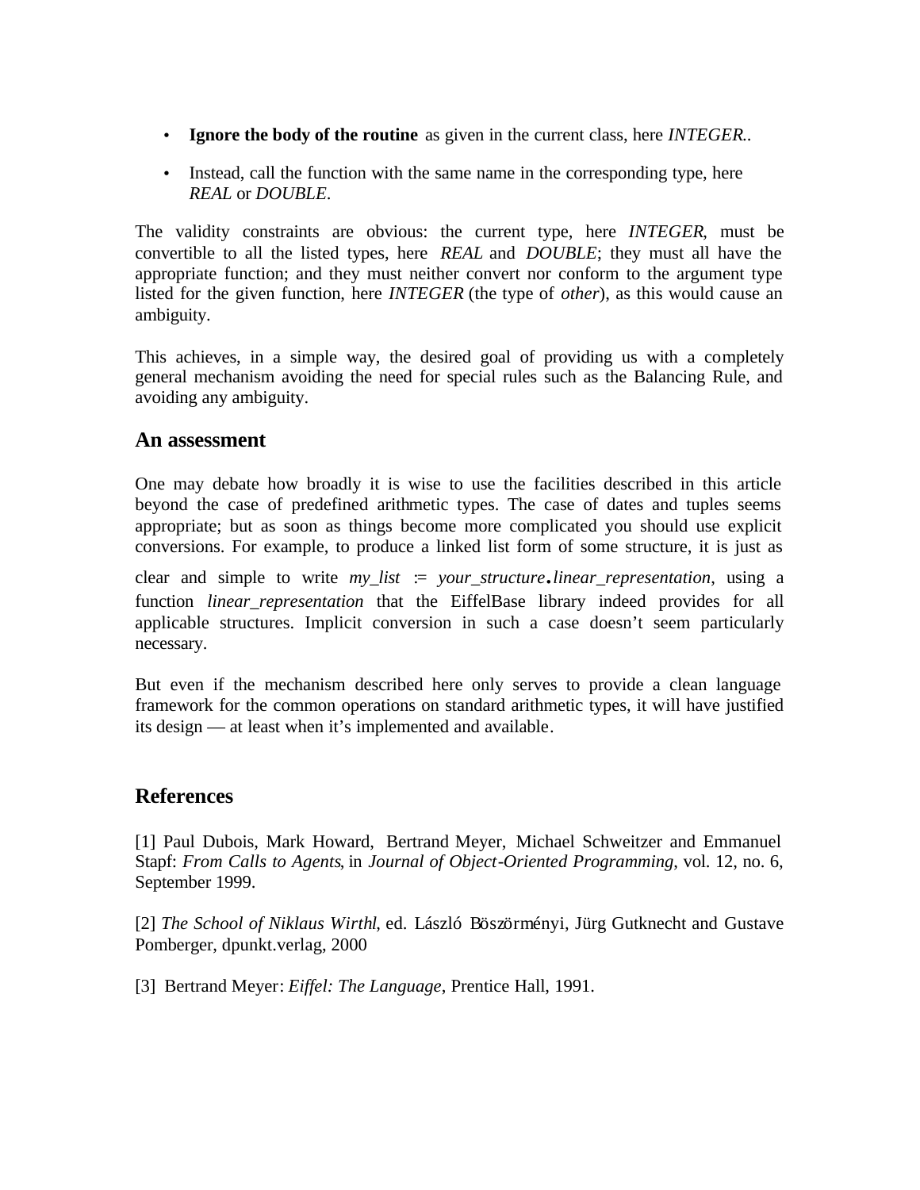- **Ignore the body of the routine** as given in the current class, here *INTEGER*..
- Instead, call the function with the same name in the corresponding type, here *REAL* or *DOUBLE*.

The validity constraints are obvious: the current type, here *INTEGER*, must be convertible to all the listed types, here *REAL* and *DOUBLE*; they must all have the appropriate function; and they must neither convert nor conform to the argument type listed for the given function, here *INTEGER* (the type of *other*), as this would cause an ambiguity.

This achieves, in a simple way, the desired goal of providing us with a completely general mechanism avoiding the need for special rules such as the Balancing Rule, and avoiding any ambiguity.

## An assessment

One may debate how broadly it is wise to use the facilities described in this article beyond the case of predefined arithmetic types. The case of dates and tuples seems appropriate; but as soon as things become more complicated you should use explicit conversions. For example, to produce a linked list form of some structure, it is just as clear and simple to write *my_list* := *your_structure*.*linear_representation*, using a function *linear_representation* that the EiffelBase library indeed provides for all applicable structures. Implicit conversion in such a case doesn't seem particularly necessary.

But even if the mechanism described here only serves to provide a clean language framework for the common operations on standard arithmetic types, it will have justified its design — at least when it's implemented and available.

## References

[1] Paul Dubois, Mark Howard, Bertrand Meyer, Michael Schweitzer and Emmanuel Stapf: *From Calls to Agents*, in *Journal of Object-Oriented Programming*, vol. 12, no. 6, September 1999.

[2] *The School of Niklaus Wirthl*, ed. László Böszörményi, Jürg Gutknecht and Gustave Pomberger, dpunkt.verlag, 2000

[3] Bertrand Meyer: *Eiffel: The Language*, Prentice Hall, 1991.